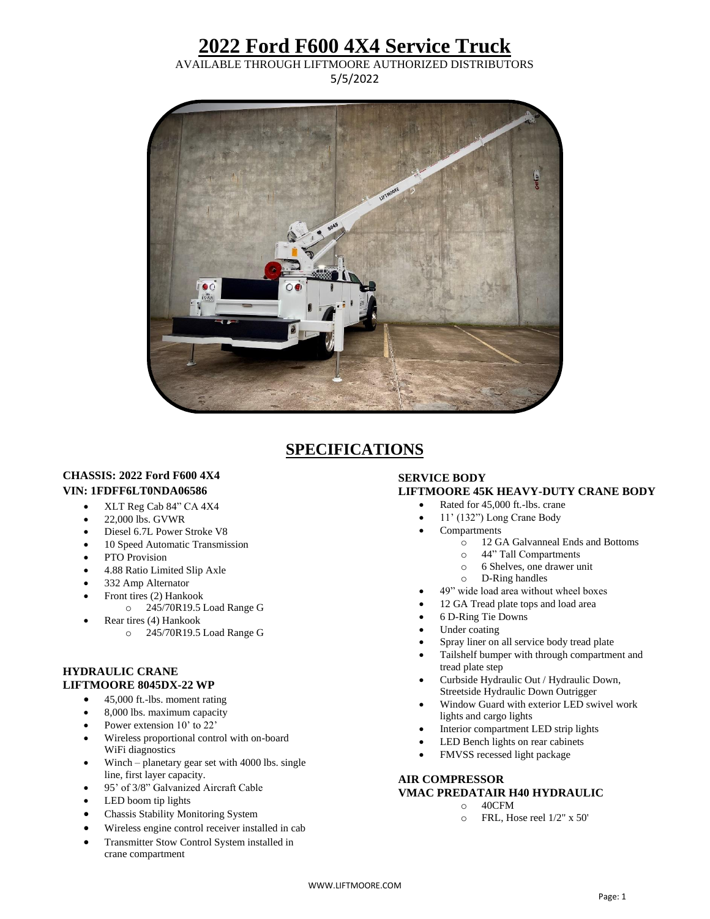# 2022 Ford F600 4X4 Service Truck

AVAILABLE THROUGH LIFTMOORE AUTHORIZED DISTRIBUTORS
5/5/2022

## SPECIFICATIONS

### CHASSIS: 2022 Ford F600 4X4
### VIN: 1FDFF6LT0NDA06586

- XLT Reg Cab 84" CA 4X4
- 22,000 lbs. GVWR
- Diesel 6.7L Power Stroke V8
- 10 Speed Automatic Transmission
- PTO Provision
- 4.88 Ratio Limited Slip Axle
- 332 Amp Alternator
- Front tires (2) Hankook
  - 245/70R19.5 Load Range G
- Rear tires (4) Hankook
  - 245/70R19.5 Load Range G

### HYDRAULIC CRANE
### LIFTMOORE 8045DX-22 WP

- 45,000 ft.-lbs. moment rating
- 8,000 lbs. maximum capacity
- Power extension 10' to 22'
- Wireless proportional control with on-board WiFi diagnostics
- Winch – planetary gear set with 4000 lbs. single line, first layer capacity.
- 95' of 3/8" Galvanized Aircraft Cable
- LED boom tip lights
- Chassis Stability Monitoring System
- Wireless engine control receiver installed in cab
- Transmitter Stow Control System installed in crane compartment

### SERVICE BODY
### LIFTMOORE 45K HEAVY-DUTY CRANE BODY

- Rated for 45,000 ft.-lbs. crane
- 11' (132") Long Crane Body
- Compartments
  - 12 GA Galvanneal Ends and Bottoms
  - 44" Tall Compartments
  - 6 Shelves, one drawer unit
  - D-Ring handles
- 49" wide load area without wheel boxes
- 12 GA Tread plate tops and load area
- 6 D-Ring Tie Downs
- Under coating
- Spray liner on all service body tread plate
- Tailshelf bumper with through compartment and tread plate step
- Curbside Hydraulic Out / Hydraulic Down, Streetside Hydraulic Down Outrigger
- Window Guard with exterior LED swivel work lights and cargo lights
- Interior compartment LED strip lights
- LED Bench lights on rear cabinets
- FMVSS recessed light package

### AIR COMPRESSOR
### VMAC PREDATAIR H40 HYDRAULIC

- 40CFM
- FRL, Hose reel 1/2" x 50'

WWW.LIFTMOORE.COM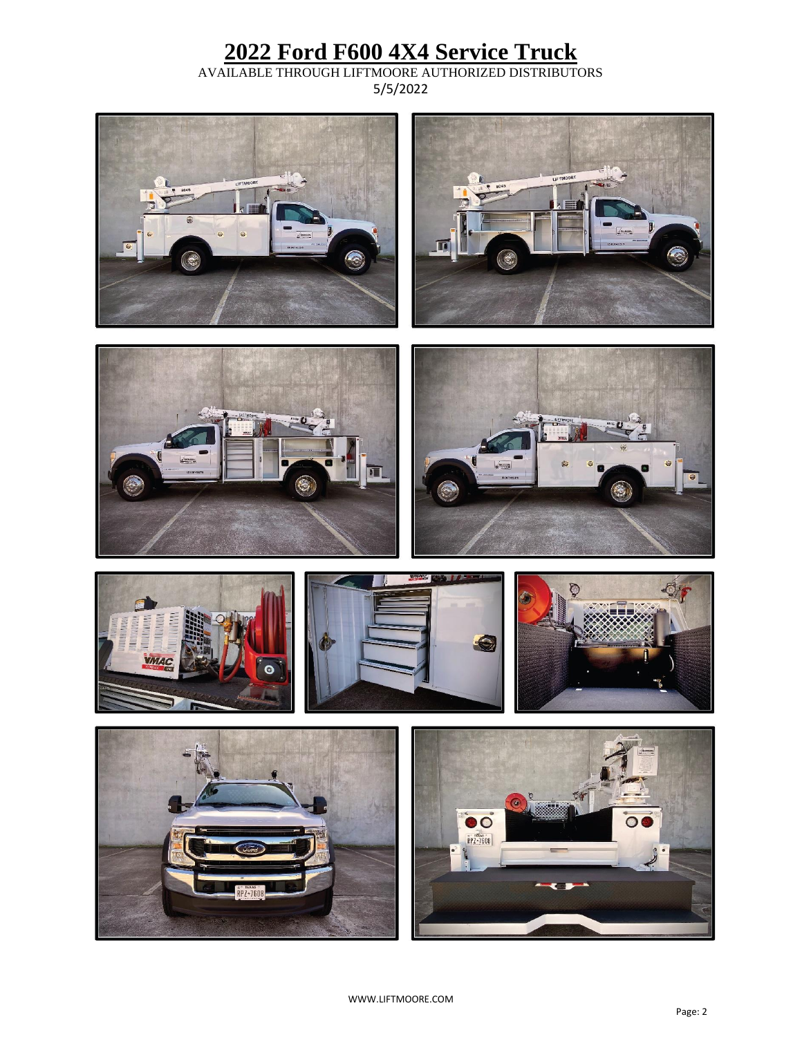# 2022 Ford F600 4X4 Service Truck

AVAILABLE THROUGH LIFTMOORE AUTHORIZED DISTRIBUTORS

5/5/2022

WWW.LIFTMOORE.COM